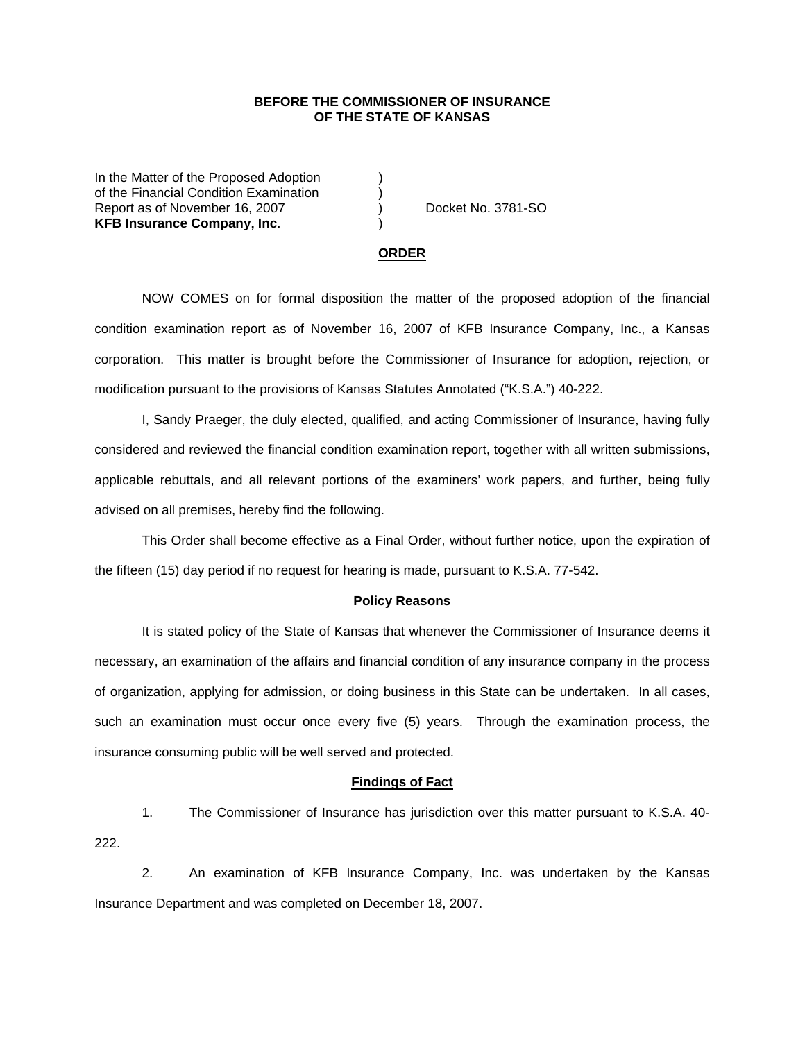**BEFORE THE COMMISSIONER OF INSURANCE**
**OF THE STATE OF KANSAS**

In the Matter of the Proposed Adoption )
of the Financial Condition Examination )
Report as of November 16, 2007 ) Docket No. 3781-SO
**KFB Insurance Company, Inc**. )

## ORDER

NOW COMES on for formal disposition the matter of the proposed adoption of the financial condition examination report as of November 16, 2007 of KFB Insurance Company, Inc., a Kansas corporation. This matter is brought before the Commissioner of Insurance for adoption, rejection, or modification pursuant to the provisions of Kansas Statutes Annotated ("K.S.A.") 40-222.

I, Sandy Praeger, the duly elected, qualified, and acting Commissioner of Insurance, having fully considered and reviewed the financial condition examination report, together with all written submissions, applicable rebuttals, and all relevant portions of the examiners' work papers, and further, being fully advised on all premises, hereby find the following.

This Order shall become effective as a Final Order, without further notice, upon the expiration of the fifteen (15) day period if no request for hearing is made, pursuant to K.S.A. 77-542.

### Policy Reasons

It is stated policy of the State of Kansas that whenever the Commissioner of Insurance deems it necessary, an examination of the affairs and financial condition of any insurance company in the process of organization, applying for admission, or doing business in this State can be undertaken. In all cases, such an examination must occur once every five (5) years. Through the examination process, the insurance consuming public will be well served and protected.

### Findings of Fact

1. The Commissioner of Insurance has jurisdiction over this matter pursuant to K.S.A. 40-222.

2. An examination of KFB Insurance Company, Inc. was undertaken by the Kansas Insurance Department and was completed on December 18, 2007.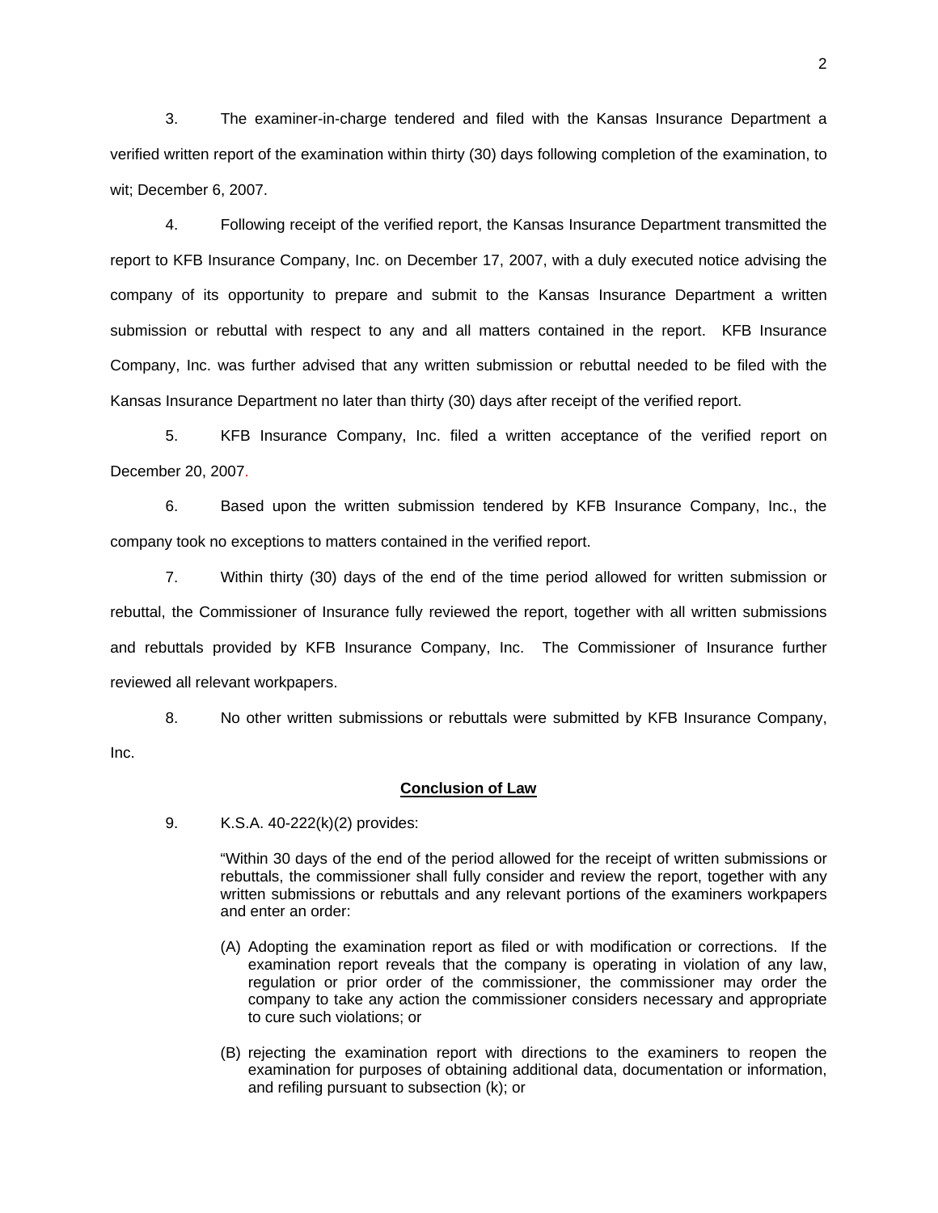3. The examiner-in-charge tendered and filed with the Kansas Insurance Department a verified written report of the examination within thirty (30) days following completion of the examination, to wit; December 6, 2007.

4. Following receipt of the verified report, the Kansas Insurance Department transmitted the report to KFB Insurance Company, Inc. on December 17, 2007, with a duly executed notice advising the company of its opportunity to prepare and submit to the Kansas Insurance Department a written submission or rebuttal with respect to any and all matters contained in the report. KFB Insurance Company, Inc. was further advised that any written submission or rebuttal needed to be filed with the Kansas Insurance Department no later than thirty (30) days after receipt of the verified report.

5. KFB Insurance Company, Inc. filed a written acceptance of the verified report on December 20, 2007.

6. Based upon the written submission tendered by KFB Insurance Company, Inc., the company took no exceptions to matters contained in the verified report.

7. Within thirty (30) days of the end of the time period allowed for written submission or rebuttal, the Commissioner of Insurance fully reviewed the report, together with all written submissions and rebuttals provided by KFB Insurance Company, Inc. The Commissioner of Insurance further reviewed all relevant workpapers.

8. No other written submissions or rebuttals were submitted by KFB Insurance Company, Inc.

## Conclusion of Law

9. K.S.A. 40-222(k)(2) provides:

> "Within 30 days of the end of the period allowed for the receipt of written submissions or rebuttals, the commissioner shall fully consider and review the report, together with any written submissions or rebuttals and any relevant portions of the examiners workpapers and enter an order:
>
> (A) Adopting the examination report as filed or with modification or corrections. If the examination report reveals that the company is operating in violation of any law, regulation or prior order of the commissioner, the commissioner may order the company to take any action the commissioner considers necessary and appropriate to cure such violations; or
>
> (B) rejecting the examination report with directions to the examiners to reopen the examination for purposes of obtaining additional data, documentation or information, and refiling pursuant to subsection (k); or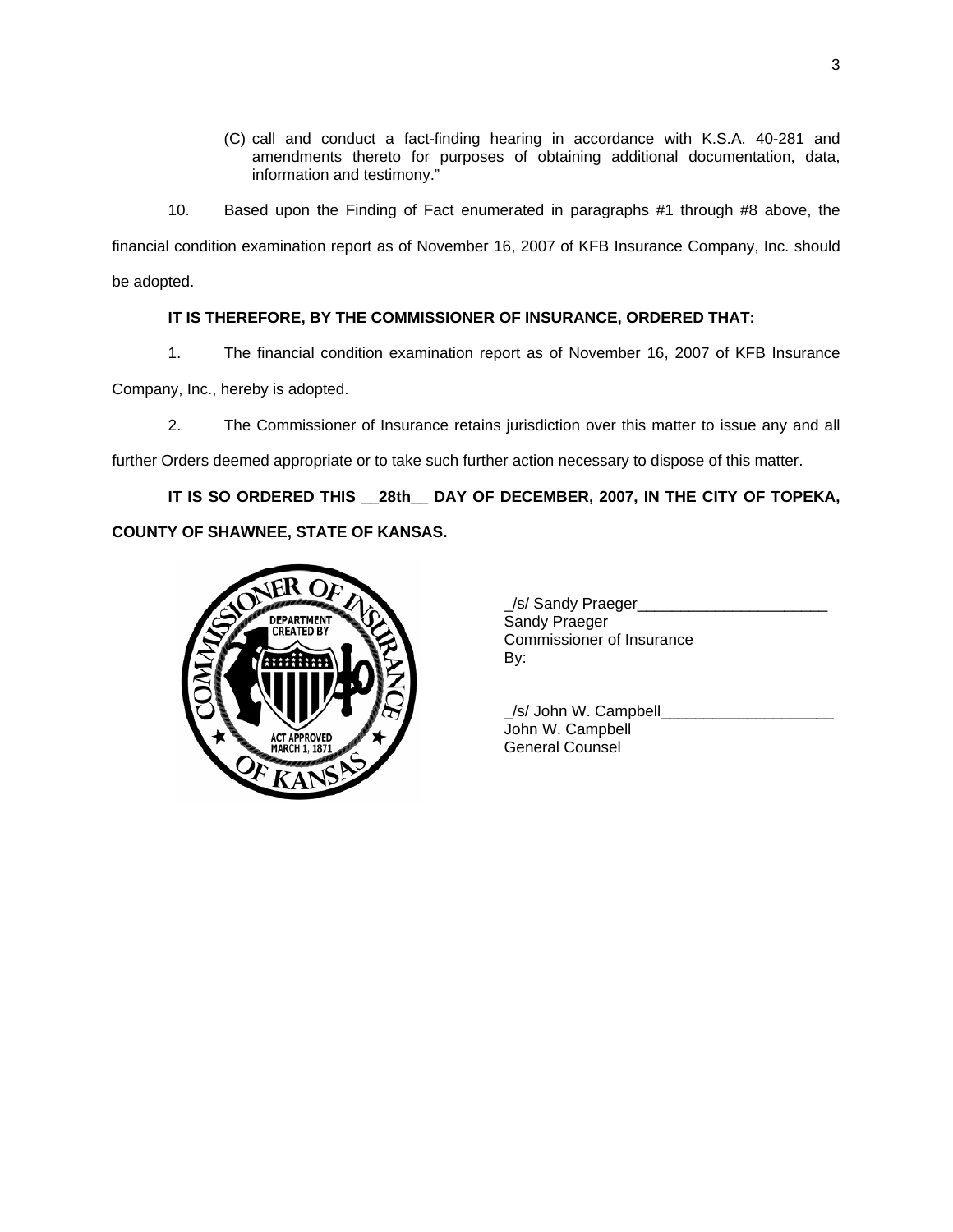(C) call and conduct a fact-finding hearing in accordance with K.S.A. 40-281 and amendments thereto for purposes of obtaining additional documentation, data, information and testimony."

10. Based upon the Finding of Fact enumerated in paragraphs #1 through #8 above, the financial condition examination report as of November 16, 2007 of KFB Insurance Company, Inc. should be adopted.

**IT IS THEREFORE, BY THE COMMISSIONER OF INSURANCE, ORDERED THAT:**

1. The financial condition examination report as of November 16, 2007 of KFB Insurance Company, Inc., hereby is adopted.

2. The Commissioner of Insurance retains jurisdiction over this matter to issue any and all further Orders deemed appropriate or to take such further action necessary to dispose of this matter.

**IT IS SO ORDERED THIS __28th__ DAY OF DECEMBER, 2007, IN THE CITY OF TOPEKA, COUNTY OF SHAWNEE, STATE OF KANSAS.**

_/s/ Sandy Praeger______________________
Sandy Praeger
Commissioner of Insurance
By:

_/s/ John W. Campbell____________________
John W. Campbell
General Counsel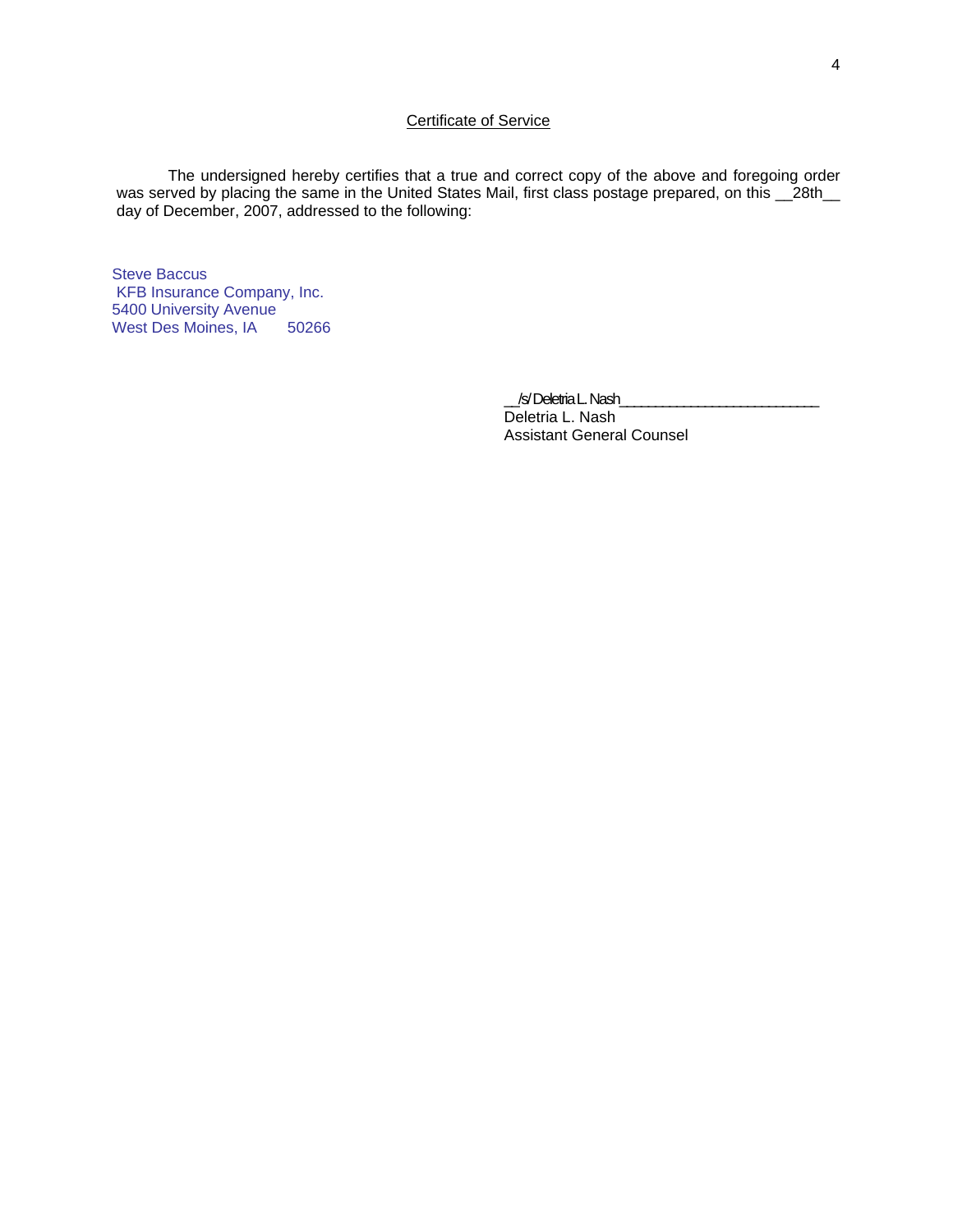Certificate of Service

The undersigned hereby certifies that a true and correct copy of the above and foregoing order was served by placing the same in the United States Mail, first class postage prepared, on this __28th__ day of December, 2007, addressed to the following:

Steve Baccus  
KFB Insurance Company, Inc.  
5400 University Avenue  
West Des Moines, IA 50266

__/s/ Deletria L. Nash___________________________  
Deletria L. Nash  
Assistant General Counsel